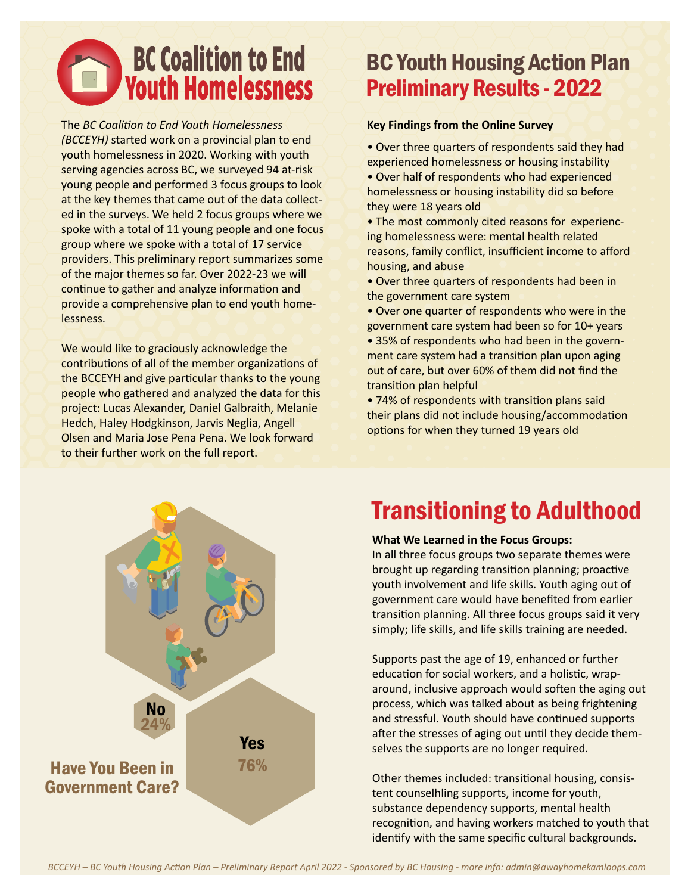# BC Coalition to End Youth Homelessness

The *BC Coalition to End Youth Homelessness (BCCEYH)* started work on a provincial plan to end youth homelessness in 2020. Working with youth serving agencies across BC, we surveyed 94 at-risk young people and performed 3 focus groups to look at the key themes that came out of the data collected in the surveys. We held 2 focus groups where we spoke with a total of 11 young people and one focus group where we spoke with a total of 17 service providers. This preliminary report summarizes some of the major themes so far. Over 2022-23 we will continue to gather and analyze information and provide a comprehensive plan to end youth homelessness.

We would like to graciously acknowledge the contributions of all of the member organizations of the BCCEYH and give particular thanks to the young people who gathered and analyzed the data for this project: Lucas Alexander, Daniel Galbraith, Melanie Hedch, Haley Hodgkinson, Jarvis Neglia, Angell Olsen and Maria Jose Pena Pena. We look forward to their further work on the full report.

## BC Youth Housing Action Plan Preliminary Results - 2022

**Key Findings from the Online Survey**

- Over three quarters of respondents said they had experienced homelessness or housing instability
- Over half of respondents who had experienced homelessness or housing instability did so before they were 18 years old
- The most commonly cited reasons for experiencing homelessness were: mental health related reasons, family conflict, insufficient income to afford housing, and abuse
- Over three quarters of respondents had been in the government care system
- Over one quarter of respondents who were in the government care system had been so for 10+ years
- 35% of respondents who had been in the government care system had a transition plan upon aging out of care, but over 60% of them did not find the transition plan helpful
- 74% of respondents with transition plans said their plans did not include housing/accommodation options for when they turned 19 years old

Have You Been in Government Care?

No 24%

Yes 76%

## Transitioning to Adulthood

**What We Learned in the Focus Groups:**

In all three focus groups two separate themes were brought up regarding transition planning; proactive youth involvement and life skills. Youth aging out of government care would have benefited from earlier transition planning. All three focus groups said it very simply; life skills, and life skills training are needed.

Supports past the age of 19, enhanced or further education for social workers, and a holistic, wrap-around, inclusive approach would soften the aging out process, which was talked about as being frightening and stressful. Youth should have continued supports after the stresses of aging out until they decide themselves the supports are no longer required.

Other themes included: transitional housing, consistent counselhling supports, income for youth, substance dependency supports, mental health recognition, and having workers matched to youth that identify with the same specific cultural backgrounds.

*BCCEYH – BC Youth Housing Action Plan – Preliminary Report April 2022 - Sponsored by BC Housing - more info: admin@awayhomekamloops.com*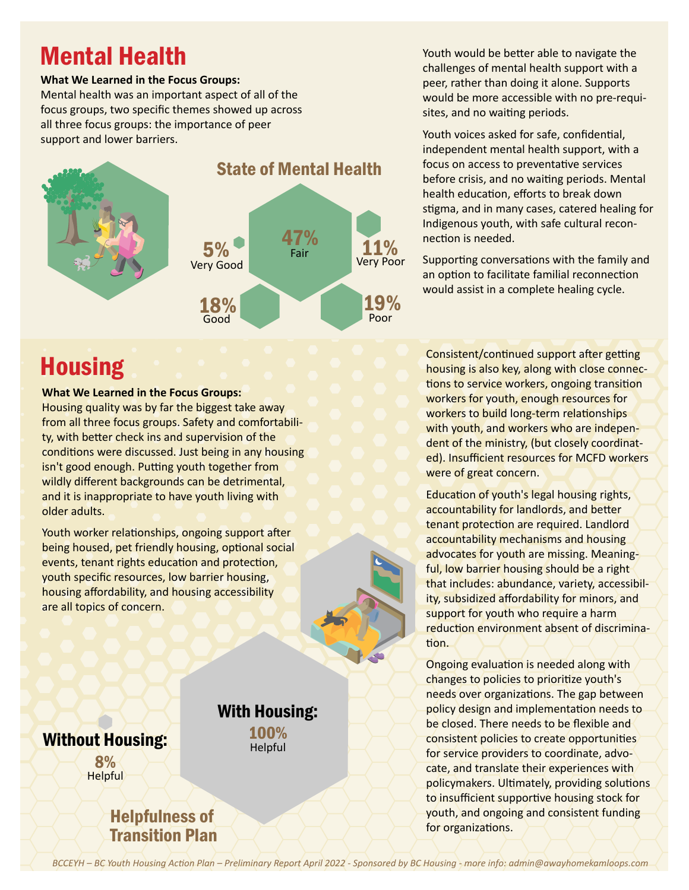# Mental Health

**What We Learned in the Focus Groups:**
Mental health was an important aspect of all of the focus groups, two specific themes showed up across all three focus groups: the importance of peer support and lower barriers.

## State of Mental Health

5% Very Good
47% Fair
11% Very Poor
18% Good
19% Poor

Youth would be better able to navigate the challenges of mental health support with a peer, rather than doing it alone. Supports would be more accessible with no pre-requisites, and no waiting periods.

Youth voices asked for safe, confidential, independent mental health support, with a focus on access to preventative services before crisis, and no waiting periods. Mental health education, efforts to break down stigma, and in many cases, catered healing for Indigenous youth, with safe cultural reconnection is needed.

Supporting conversations with the family and an option to facilitate familial reconnection would assist in a complete healing cycle.

# Housing

**What We Learned in the Focus Groups:**
Housing quality was by far the biggest take away from all three focus groups. Safety and comfortability, with better check ins and supervision of the conditions were discussed. Just being in any housing isn't good enough. Putting youth together from wildly different backgrounds can be detrimental, and it is inappropriate to have youth living with older adults.

Youth worker relationships, ongoing support after being housed, pet friendly housing, optional social events, tenant rights education and protection, youth specific resources, low barrier housing, housing affordability, and housing accessibility are all topics of concern.

Without Housing:
8%
Helpful

With Housing:
100%
Helpful

## Helpfulness of Transition Plan

Consistent/continued support after getting housing is also key, along with close connections to service workers, ongoing transition workers for youth, enough resources for workers to build long-term relationships with youth, and workers who are independent of the ministry, (but closely coordinated). Insufficient resources for MCFD workers were of great concern.

Education of youth's legal housing rights, accountability for landlords, and better tenant protection are required. Landlord accountability mechanisms and housing advocates for youth are missing. Meaningful, low barrier housing should be a right that includes: abundance, variety, accessibility, subsidized affordability for minors, and support for youth who require a harm reduction environment absent of discrimination.

Ongoing evaluation is needed along with changes to policies to prioritize youth's needs over organizations. The gap between policy design and implementation needs to be closed. There needs to be flexible and consistent policies to create opportunities for service providers to coordinate, advocate, and translate their experiences with policymakers. Ultimately, providing solutions to insufficient supportive housing stock for youth, and ongoing and consistent funding for organizations.

*BCCEYH – BC Youth Housing Action Plan – Preliminary Report April 2022 - Sponsored by BC Housing - more info: admin@awayhomekamloops.com*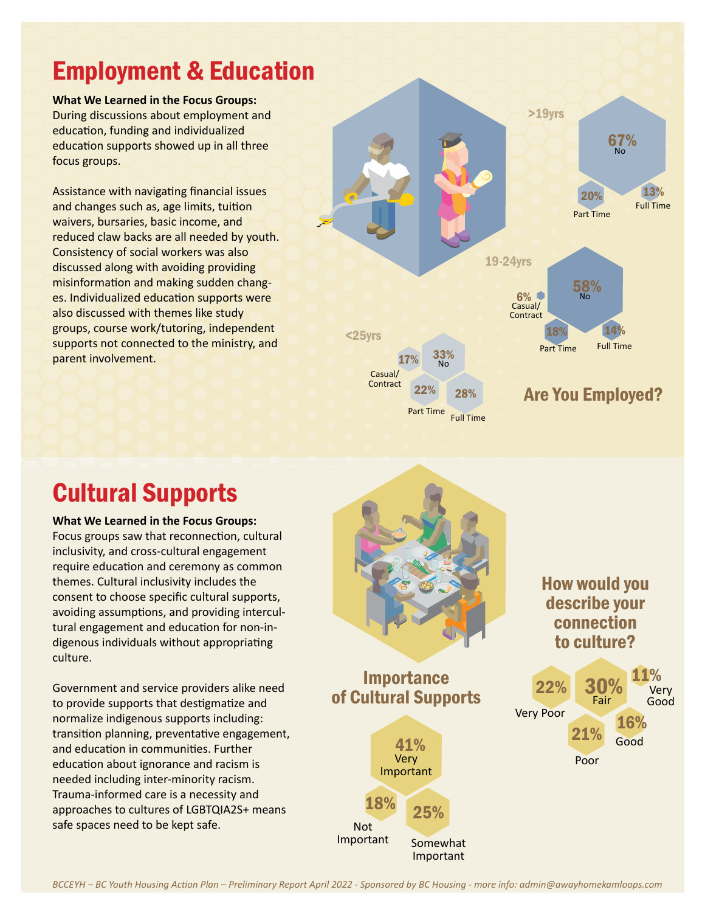# Employment & Education

**What We Learned in the Focus Groups:**
During discussions about employment and education, funding and individualized education supports showed up in all three focus groups.

Assistance with navigating financial issues and changes such as, age limits, tuition waivers, bursaries, basic income, and reduced claw backs are all needed by youth. Consistency of social workers was also discussed along with avoiding providing misinformation and making sudden changes. Individualized education supports were also discussed with themes like study groups, course work/tutoring, independent supports not connected to the ministry, and parent involvement.

## Are You Employed?

>19yrs
67% No
20% Part Time
13% Full Time

19-24yrs
58% No
6% Casual/Contract
18% Part Time
14% Full Time

<25yrs
33% No
17% Casual/Contract
22% Part Time
28% Full Time

# Cultural Supports

**What We Learned in the Focus Groups:**
Focus groups saw that reconnection, cultural inclusivity, and cross-cultural engagement require education and ceremony as common themes. Cultural inclusivity includes the consent to choose specific cultural supports, avoiding assumptions, and providing intercultural engagement and education for non-indigenous individuals without appropriating culture.

Government and service providers alike need to provide supports that destigmatize and normalize indigenous supports including: transition planning, preventative engagement, and education in communities. Further education about ignorance and racism is needed including inter-minority racism. Trauma-informed care is a necessity and approaches to cultures of LGBTQIA2S+ means safe spaces need to be kept safe.

## Importance of Cultural Supports

41% Very Important
18% Not Important
25% Somewhat Important

## How would you describe your connection to culture?

22% Very Poor
30% Fair
11% Very Good
21% Poor
16% Good

*BCCEYH – BC Youth Housing Action Plan – Preliminary Report April 2022 - Sponsored by BC Housing - more info: admin@awayhomekamloops.com*